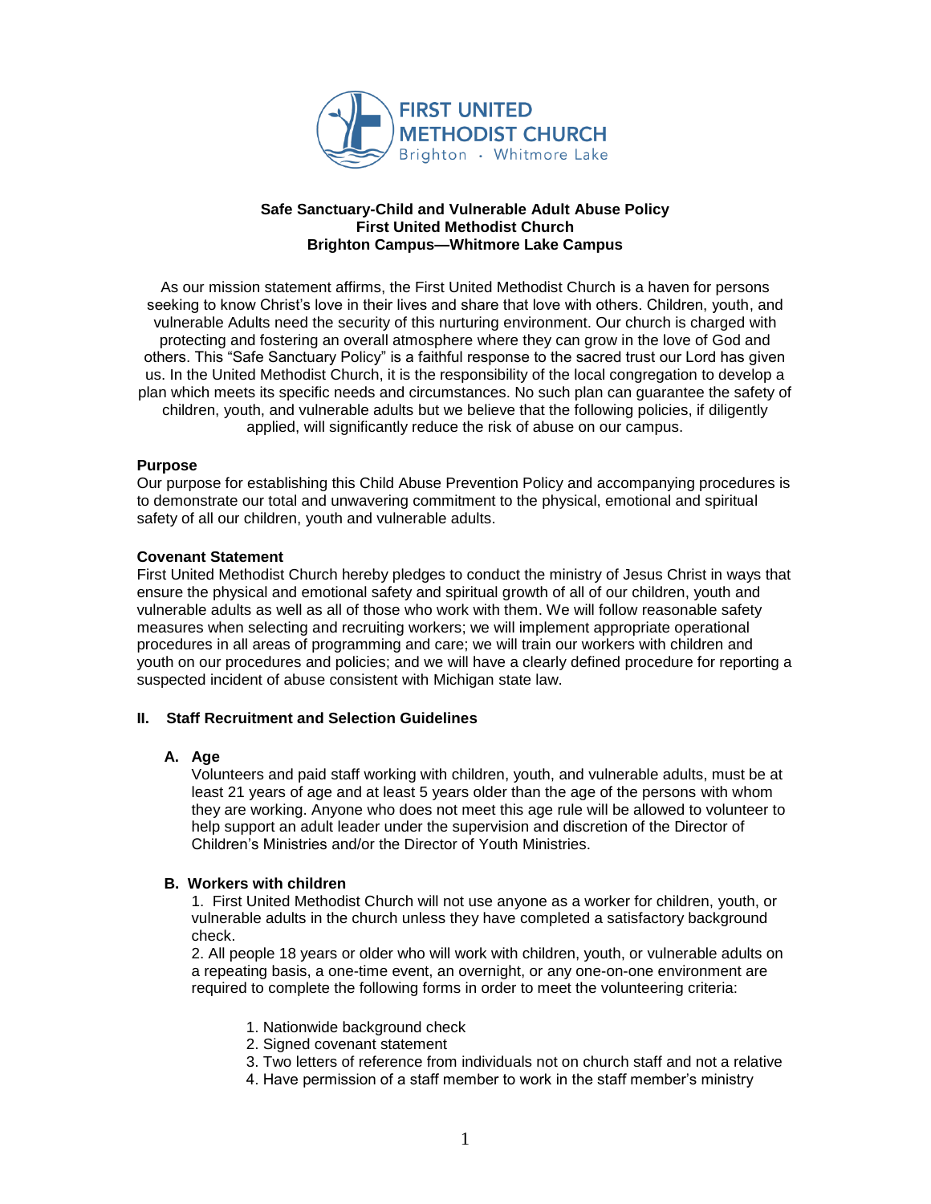FIRST UNITED METHODIST CHURCH
Brighton · Whitmore Lake

**Safe Sanctuary-Child and Vulnerable Adult Abuse Policy**
**First United Methodist Church**
**Brighton Campus—Whitmore Lake Campus**

As our mission statement affirms, the First United Methodist Church is a haven for persons seeking to know Christ's love in their lives and share that love with others. Children, youth, and vulnerable Adults need the security of this nurturing environment. Our church is charged with protecting and fostering an overall atmosphere where they can grow in the love of God and others. This "Safe Sanctuary Policy" is a faithful response to the sacred trust our Lord has given us. In the United Methodist Church, it is the responsibility of the local congregation to develop a plan which meets its specific needs and circumstances. No such plan can guarantee the safety of children, youth, and vulnerable adults but we believe that the following policies, if diligently applied, will significantly reduce the risk of abuse on our campus.

**Purpose**

Our purpose for establishing this Child Abuse Prevention Policy and accompanying procedures is to demonstrate our total and unwavering commitment to the physical, emotional and spiritual safety of all our children, youth and vulnerable adults.

**Covenant Statement**

First United Methodist Church hereby pledges to conduct the ministry of Jesus Christ in ways that ensure the physical and emotional safety and spiritual growth of all of our children, youth and vulnerable adults as well as all of those who work with them. We will follow reasonable safety measures when selecting and recruiting workers; we will implement appropriate operational procedures in all areas of programming and care; we will train our workers with children and youth on our procedures and policies; and we will have a clearly defined procedure for reporting a suspected incident of abuse consistent with Michigan state law.

## II. Staff Recruitment and Selection Guidelines

### A. Age

Volunteers and paid staff working with children, youth, and vulnerable adults, must be at least 21 years of age and at least 5 years older than the age of the persons with whom they are working. Anyone who does not meet this age rule will be allowed to volunteer to help support an adult leader under the supervision and discretion of the Director of Children's Ministries and/or the Director of Youth Ministries.

### B. Workers with children

1. First United Methodist Church will not use anyone as a worker for children, youth, or vulnerable adults in the church unless they have completed a satisfactory background check.
2. All people 18 years or older who will work with children, youth, or vulnerable adults on a repeating basis, a one-time event, an overnight, or any one-on-one environment are required to complete the following forms in order to meet the volunteering criteria:

   1. Nationwide background check
   2. Signed covenant statement
   3. Two letters of reference from individuals not on church staff and not a relative
   4. Have permission of a staff member to work in the staff member's ministry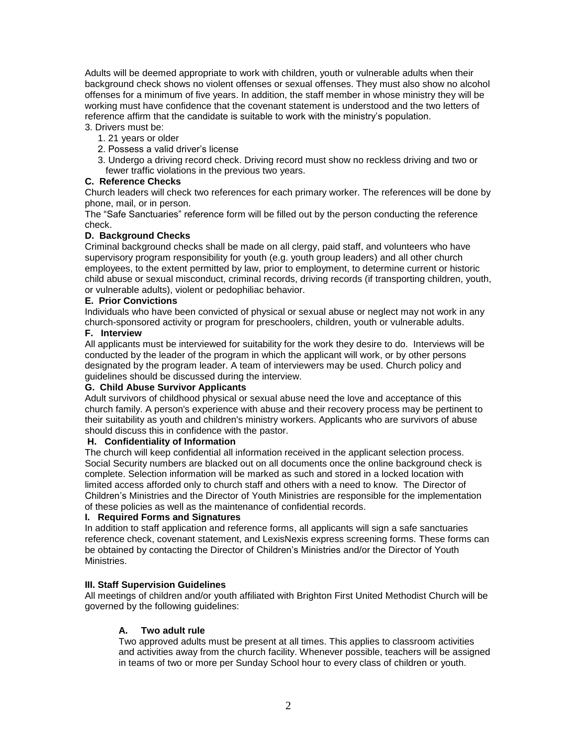Adults will be deemed appropriate to work with children, youth or vulnerable adults when their background check shows no violent offenses or sexual offenses. They must also show no alcohol offenses for a minimum of five years. In addition, the staff member in whose ministry they will be working must have confidence that the covenant statement is understood and the two letters of reference affirm that the candidate is suitable to work with the ministry's population.

3. Drivers must be:
   1. 21 years or older
   2. Possess a valid driver's license
   3. Undergo a driving record check. Driving record must show no reckless driving and two or fewer traffic violations in the previous two years.

**C. Reference Checks**

Church leaders will check two references for each primary worker. The references will be done by phone, mail, or in person.

The "Safe Sanctuaries" reference form will be filled out by the person conducting the reference check.

**D. Background Checks**

Criminal background checks shall be made on all clergy, paid staff, and volunteers who have supervisory program responsibility for youth (e.g. youth group leaders) and all other church employees, to the extent permitted by law, prior to employment, to determine current or historic child abuse or sexual misconduct, criminal records, driving records (if transporting children, youth, or vulnerable adults), violent or pedophiliac behavior.

**E. Prior Convictions**

Individuals who have been convicted of physical or sexual abuse or neglect may not work in any church-sponsored activity or program for preschoolers, children, youth or vulnerable adults.

**F. Interview**

All applicants must be interviewed for suitability for the work they desire to do. Interviews will be conducted by the leader of the program in which the applicant will work, or by other persons designated by the program leader. A team of interviewers may be used. Church policy and guidelines should be discussed during the interview.

**G. Child Abuse Survivor Applicants**

Adult survivors of childhood physical or sexual abuse need the love and acceptance of this church family. A person's experience with abuse and their recovery process may be pertinent to their suitability as youth and children's ministry workers. Applicants who are survivors of abuse should discuss this in confidence with the pastor.

**H. Confidentiality of Information**

The church will keep confidential all information received in the applicant selection process. Social Security numbers are blacked out on all documents once the online background check is complete. Selection information will be marked as such and stored in a locked location with limited access afforded only to church staff and others with a need to know. The Director of Children's Ministries and the Director of Youth Ministries are responsible for the implementation of these policies as well as the maintenance of confidential records.

**I. Required Forms and Signatures**

In addition to staff application and reference forms, all applicants will sign a safe sanctuaries reference check, covenant statement, and LexisNexis express screening forms. These forms can be obtained by contacting the Director of Children's Ministries and/or the Director of Youth Ministries.

**III. Staff Supervision Guidelines**

All meetings of children and/or youth affiliated with Brighton First United Methodist Church will be governed by the following guidelines:

**A. Two adult rule**

Two approved adults must be present at all times. This applies to classroom activities and activities away from the church facility. Whenever possible, teachers will be assigned in teams of two or more per Sunday School hour to every class of children or youth.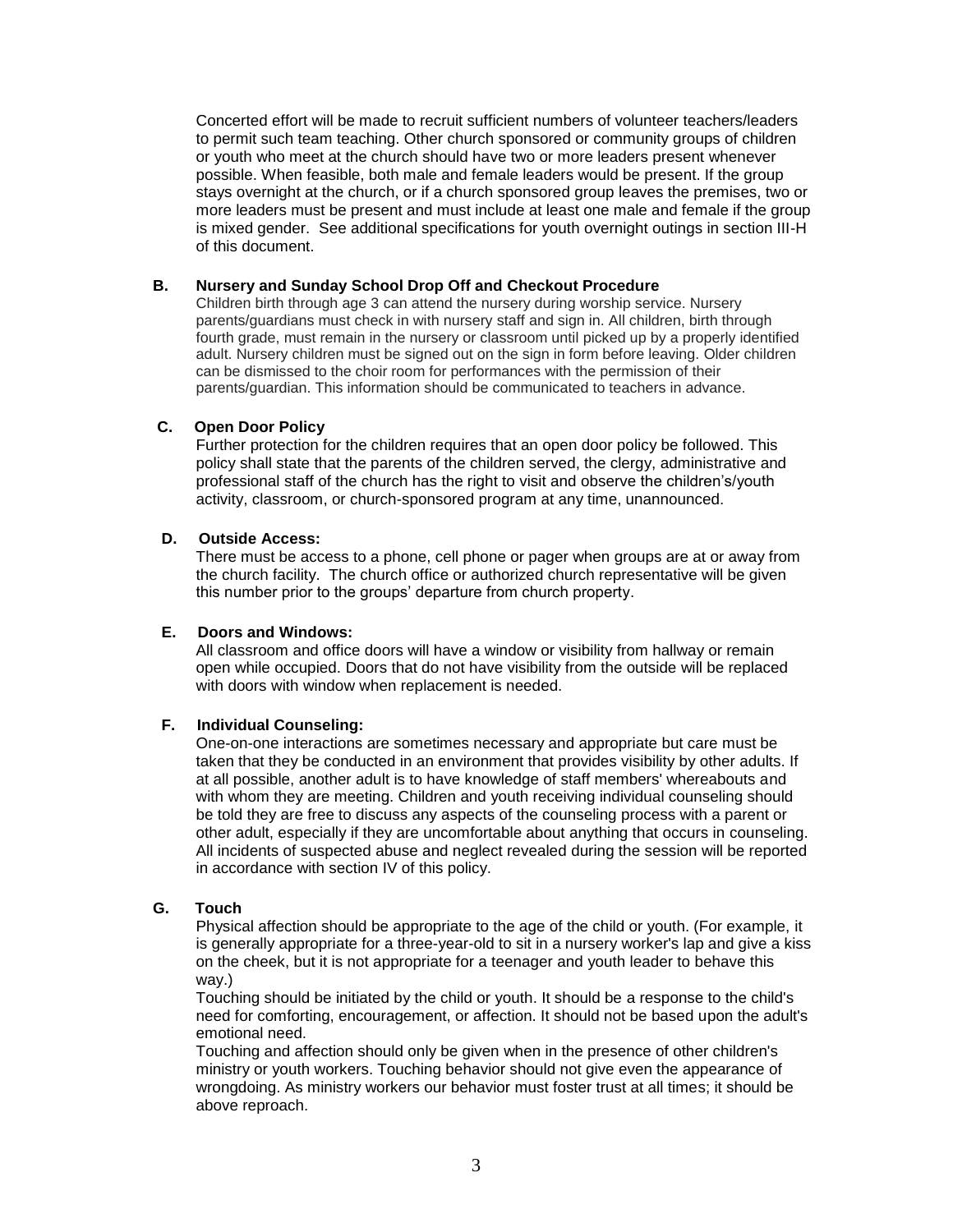Concerted effort will be made to recruit sufficient numbers of volunteer teachers/leaders to permit such team teaching. Other church sponsored or community groups of children or youth who meet at the church should have two or more leaders present whenever possible. When feasible, both male and female leaders would be present. If the group stays overnight at the church, or if a church sponsored group leaves the premises, two or more leaders must be present and must include at least one male and female if the group is mixed gender. See additional specifications for youth overnight outings in section III-H of this document.

### B. Nursery and Sunday School Drop Off and Checkout Procedure

Children birth through age 3 can attend the nursery during worship service. Nursery parents/guardians must check in with nursery staff and sign in. All children, birth through fourth grade, must remain in the nursery or classroom until picked up by a properly identified adult. Nursery children must be signed out on the sign in form before leaving. Older children can be dismissed to the choir room for performances with the permission of their parents/guardian. This information should be communicated to teachers in advance.

### C. Open Door Policy

Further protection for the children requires that an open door policy be followed. This policy shall state that the parents of the children served, the clergy, administrative and professional staff of the church has the right to visit and observe the children's/youth activity, classroom, or church-sponsored program at any time, unannounced.

### D. Outside Access:

There must be access to a phone, cell phone or pager when groups are at or away from the church facility. The church office or authorized church representative will be given this number prior to the groups' departure from church property.

### E. Doors and Windows:

All classroom and office doors will have a window or visibility from hallway or remain open while occupied. Doors that do not have visibility from the outside will be replaced with doors with window when replacement is needed.

### F. Individual Counseling:

One-on-one interactions are sometimes necessary and appropriate but care must be taken that they be conducted in an environment that provides visibility by other adults. If at all possible, another adult is to have knowledge of staff members' whereabouts and with whom they are meeting. Children and youth receiving individual counseling should be told they are free to discuss any aspects of the counseling process with a parent or other adult, especially if they are uncomfortable about anything that occurs in counseling. All incidents of suspected abuse and neglect revealed during the session will be reported in accordance with section IV of this policy.

### G. Touch

Physical affection should be appropriate to the age of the child or youth. (For example, it is generally appropriate for a three-year-old to sit in a nursery worker's lap and give a kiss on the cheek, but it is not appropriate for a teenager and youth leader to behave this way.)

Touching should be initiated by the child or youth. It should be a response to the child's need for comforting, encouragement, or affection. It should not be based upon the adult's emotional need.

Touching and affection should only be given when in the presence of other children's ministry or youth workers. Touching behavior should not give even the appearance of wrongdoing. As ministry workers our behavior must foster trust at all times; it should be above reproach.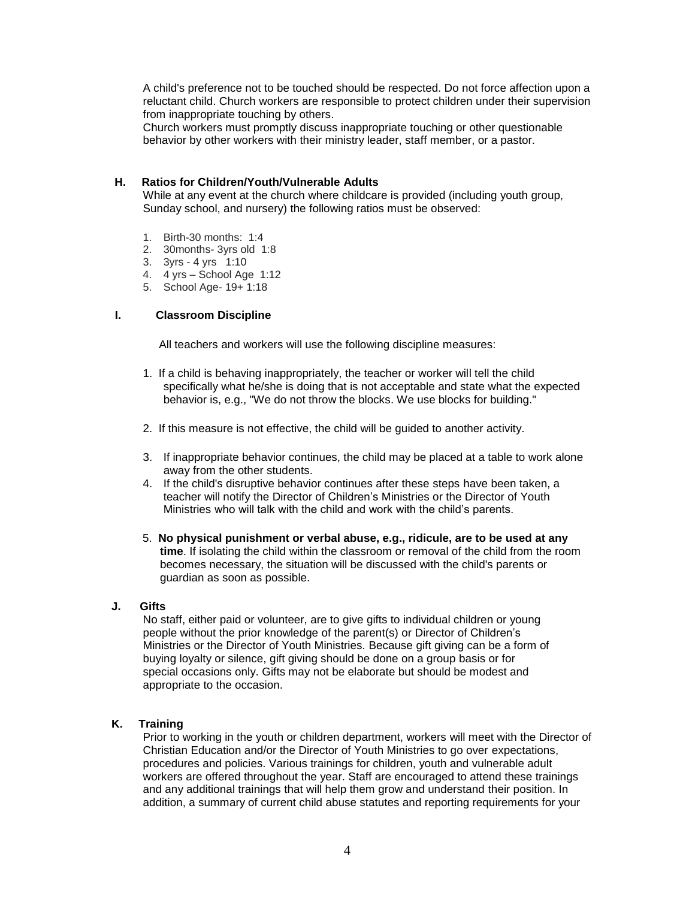A child's preference not to be touched should be respected. Do not force affection upon a reluctant child. Church workers are responsible to protect children under their supervision from inappropriate touching by others.
Church workers must promptly discuss inappropriate touching or other questionable behavior by other workers with their ministry leader, staff member, or a pastor.

### H. Ratios for Children/Youth/Vulnerable Adults

While at any event at the church where childcare is provided (including youth group, Sunday school, and nursery) the following ratios must be observed:

1. Birth-30 months: 1:4
2. 30months- 3yrs old 1:8
3. 3yrs - 4 yrs 1:10
4. 4 yrs – School Age 1:12
5. School Age- 19+ 1:18

### I. Classroom Discipline

All teachers and workers will use the following discipline measures:

1. If a child is behaving inappropriately, the teacher or worker will tell the child specifically what he/she is doing that is not acceptable and state what the expected behavior is, e.g., "We do not throw the blocks. We use blocks for building."

2. If this measure is not effective, the child will be guided to another activity.

3. If inappropriate behavior continues, the child may be placed at a table to work alone away from the other students.
4. If the child's disruptive behavior continues after these steps have been taken, a teacher will notify the Director of Children's Ministries or the Director of Youth Ministries who will talk with the child and work with the child's parents.

5. **No physical punishment or verbal abuse, e.g., ridicule, are to be used at any time**. If isolating the child within the classroom or removal of the child from the room becomes necessary, the situation will be discussed with the child's parents or guardian as soon as possible.

### J. Gifts

No staff, either paid or volunteer, are to give gifts to individual children or young people without the prior knowledge of the parent(s) or Director of Children's Ministries or the Director of Youth Ministries. Because gift giving can be a form of buying loyalty or silence, gift giving should be done on a group basis or for special occasions only. Gifts may not be elaborate but should be modest and appropriate to the occasion.

### K. Training

Prior to working in the youth or children department, workers will meet with the Director of Christian Education and/or the Director of Youth Ministries to go over expectations, procedures and policies. Various trainings for children, youth and vulnerable adult workers are offered throughout the year. Staff are encouraged to attend these trainings and any additional trainings that will help them grow and understand their position. In addition, a summary of current child abuse statutes and reporting requirements for your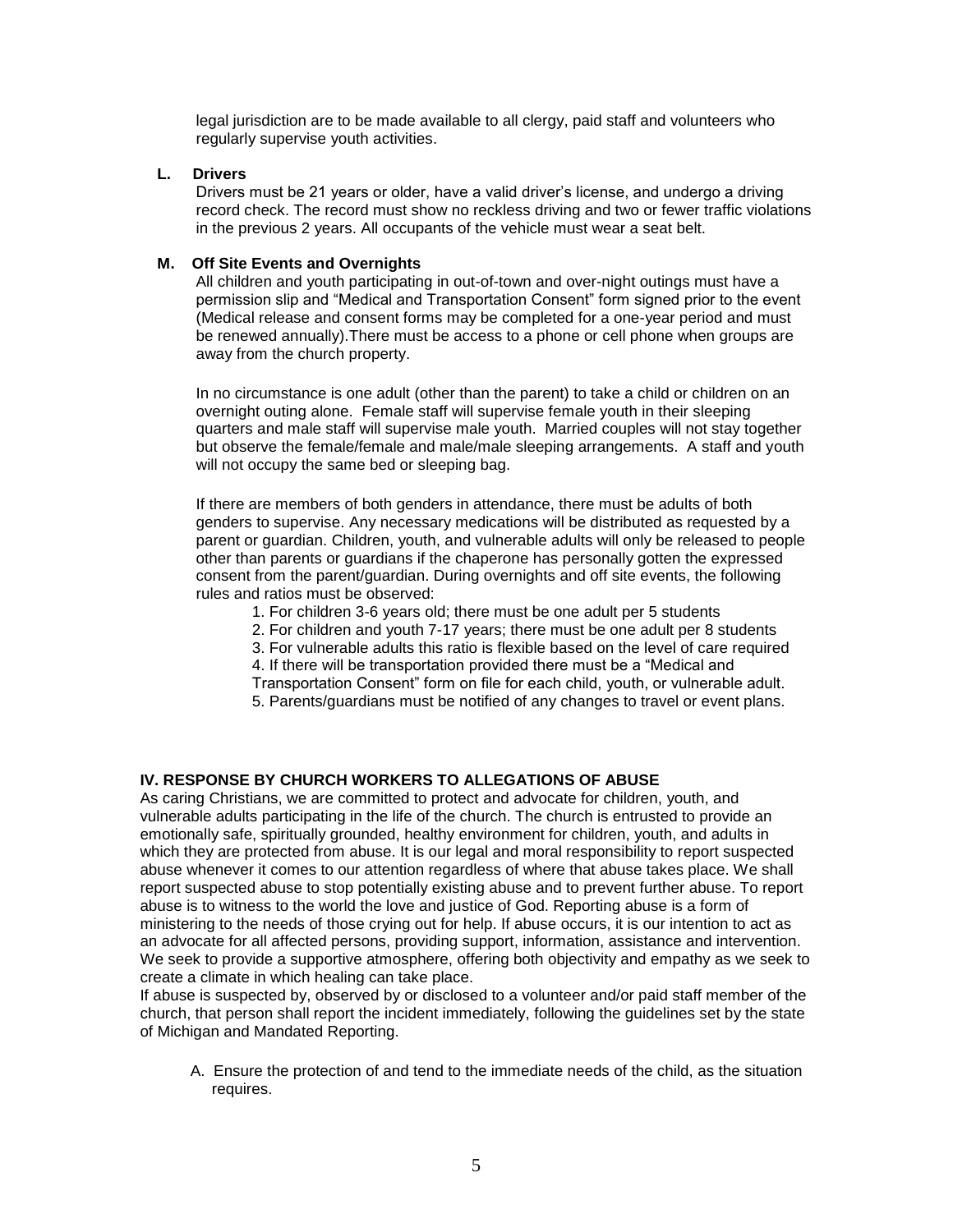legal jurisdiction are to be made available to all clergy, paid staff and volunteers who regularly supervise youth activities.

**L. Drivers**

Drivers must be 21 years or older, have a valid driver's license, and undergo a driving record check. The record must show no reckless driving and two or fewer traffic violations in the previous 2 years. All occupants of the vehicle must wear a seat belt.

**M. Off Site Events and Overnights**

All children and youth participating in out-of-town and over-night outings must have a permission slip and "Medical and Transportation Consent" form signed prior to the event (Medical release and consent forms may be completed for a one-year period and must be renewed annually).There must be access to a phone or cell phone when groups are away from the church property.

In no circumstance is one adult (other than the parent) to take a child or children on an overnight outing alone. Female staff will supervise female youth in their sleeping quarters and male staff will supervise male youth. Married couples will not stay together but observe the female/female and male/male sleeping arrangements. A staff and youth will not occupy the same bed or sleeping bag.

If there are members of both genders in attendance, there must be adults of both genders to supervise. Any necessary medications will be distributed as requested by a parent or guardian. Children, youth, and vulnerable adults will only be released to people other than parents or guardians if the chaperone has personally gotten the expressed consent from the parent/guardian. During overnights and off site events, the following rules and ratios must be observed:

1. For children 3-6 years old; there must be one adult per 5 students
2. For children and youth 7-17 years; there must be one adult per 8 students
3. For vulnerable adults this ratio is flexible based on the level of care required
4. If there will be transportation provided there must be a "Medical and Transportation Consent" form on file for each child, youth, or vulnerable adult.
5. Parents/guardians must be notified of any changes to travel or event plans.

## IV. RESPONSE BY CHURCH WORKERS TO ALLEGATIONS OF ABUSE

As caring Christians, we are committed to protect and advocate for children, youth, and vulnerable adults participating in the life of the church. The church is entrusted to provide an emotionally safe, spiritually grounded, healthy environment for children, youth, and adults in which they are protected from abuse. It is our legal and moral responsibility to report suspected abuse whenever it comes to our attention regardless of where that abuse takes place. We shall report suspected abuse to stop potentially existing abuse and to prevent further abuse. To report abuse is to witness to the world the love and justice of God. Reporting abuse is a form of ministering to the needs of those crying out for help. If abuse occurs, it is our intention to act as an advocate for all affected persons, providing support, information, assistance and intervention. We seek to provide a supportive atmosphere, offering both objectivity and empathy as we seek to create a climate in which healing can take place.

If abuse is suspected by, observed by or disclosed to a volunteer and/or paid staff member of the church, that person shall report the incident immediately, following the guidelines set by the state of Michigan and Mandated Reporting.

A. Ensure the protection of and tend to the immediate needs of the child, as the situation requires.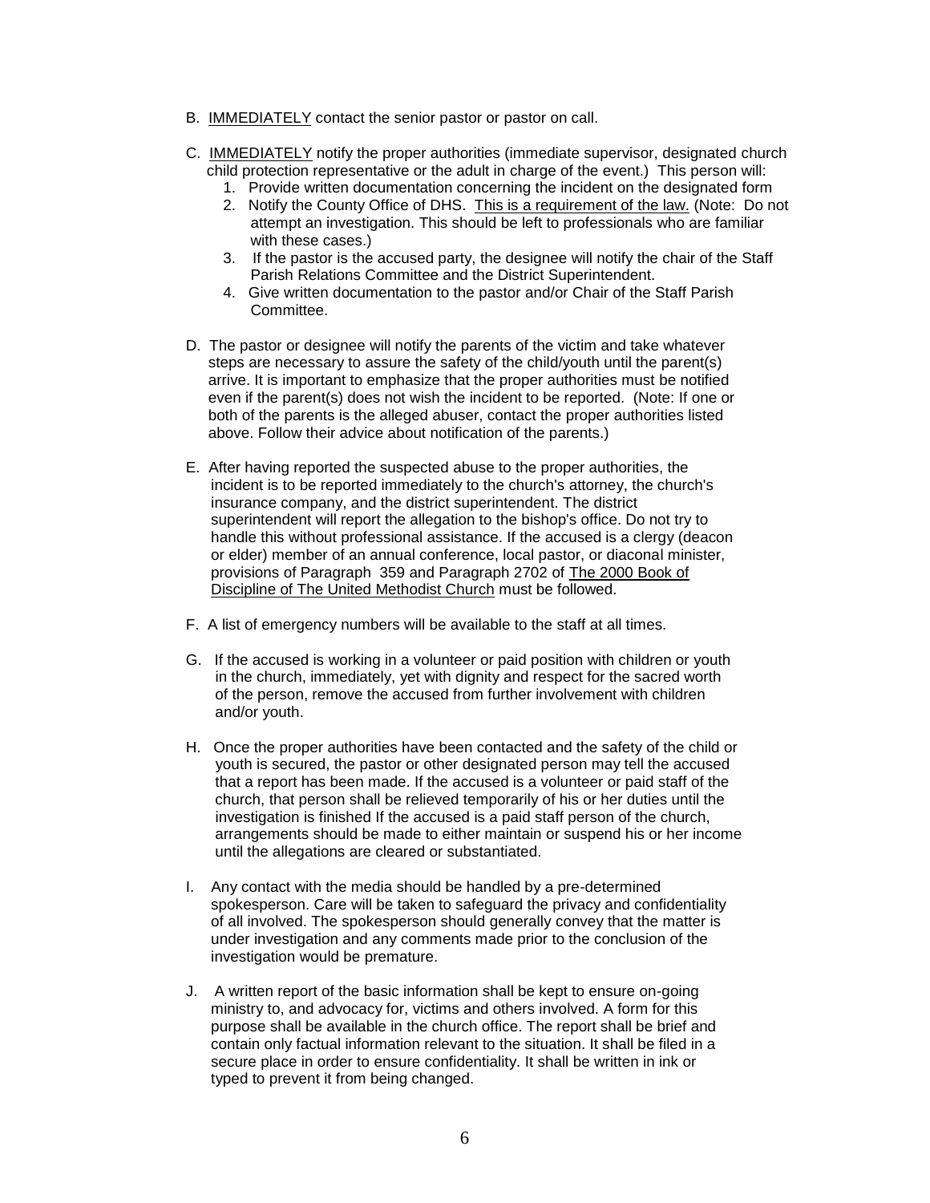B. <u>IMMEDIATELY</u> contact the senior pastor or pastor on call.

C. <u>IMMEDIATELY</u> notify the proper authorities (immediate supervisor, designated church child protection representative or the adult in charge of the event.) This person will:
   1. Provide written documentation concerning the incident on the designated form
   2. Notify the County Office of DHS. <u>This is a requirement of the law.</u> (Note: Do not attempt an investigation. This should be left to professionals who are familiar with these cases.)
   3. If the pastor is the accused party, the designee will notify the chair of the Staff Parish Relations Committee and the District Superintendent.
   4. Give written documentation to the pastor and/or Chair of the Staff Parish Committee.

D. The pastor or designee will notify the parents of the victim and take whatever steps are necessary to assure the safety of the child/youth until the parent(s) arrive. It is important to emphasize that the proper authorities must be notified even if the parent(s) does not wish the incident to be reported. (Note: If one or both of the parents is the alleged abuser, contact the proper authorities listed above. Follow their advice about notification of the parents.)

E. After having reported the suspected abuse to the proper authorities, the incident is to be reported immediately to the church's attorney, the church's insurance company, and the district superintendent. The district superintendent will report the allegation to the bishop's office. Do not try to handle this without professional assistance. If the accused is a clergy (deacon or elder) member of an annual conference, local pastor, or diaconal minister, provisions of Paragraph 359 and Paragraph 2702 of <u>The 2000 Book of Discipline of The United Methodist Church</u> must be followed.

F. A list of emergency numbers will be available to the staff at all times.

G. If the accused is working in a volunteer or paid position with children or youth in the church, immediately, yet with dignity and respect for the sacred worth of the person, remove the accused from further involvement with children and/or youth.

H. Once the proper authorities have been contacted and the safety of the child or youth is secured, the pastor or other designated person may tell the accused that a report has been made. If the accused is a volunteer or paid staff of the church, that person shall be relieved temporarily of his or her duties until the investigation is finished If the accused is a paid staff person of the church, arrangements should be made to either maintain or suspend his or her income until the allegations are cleared or substantiated.

I. Any contact with the media should be handled by a pre-determined spokesperson. Care will be taken to safeguard the privacy and confidentiality of all involved. The spokesperson should generally convey that the matter is under investigation and any comments made prior to the conclusion of the investigation would be premature.

J. A written report of the basic information shall be kept to ensure on-going ministry to, and advocacy for, victims and others involved. A form for this purpose shall be available in the church office. The report shall be brief and contain only factual information relevant to the situation. It shall be filed in a secure place in order to ensure confidentiality. It shall be written in ink or typed to prevent it from being changed.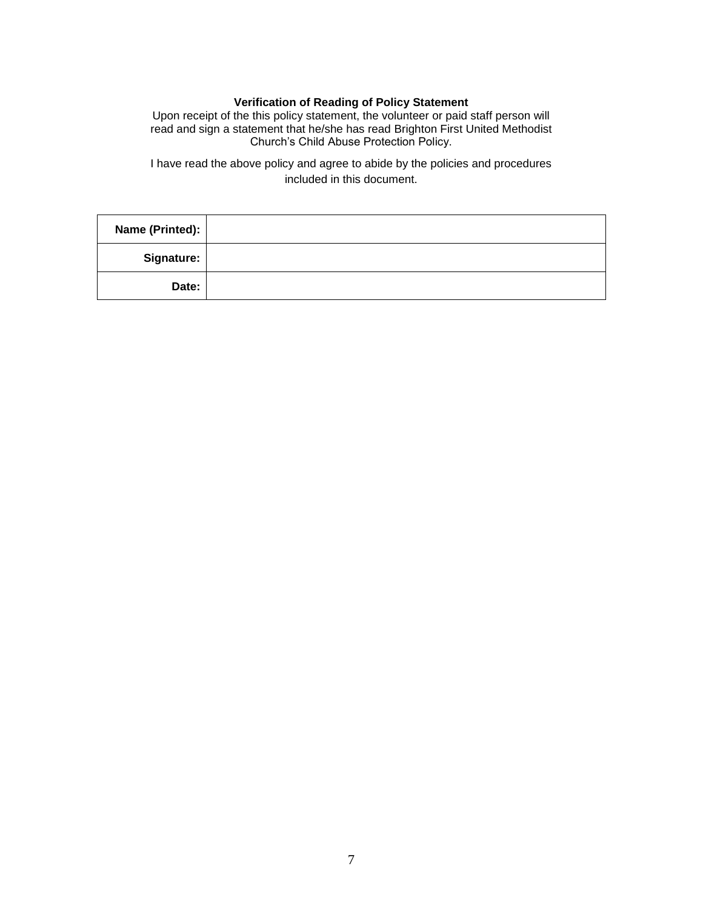**Verification of Reading of Policy Statement**

Upon receipt of the this policy statement, the volunteer or paid staff person will read and sign a statement that he/she has read Brighton First United Methodist Church's Child Abuse Protection Policy.

I have read the above policy and agree to abide by the policies and procedures included in this document.

| | |
|---|---|
| **Name (Printed):** | |
| **Signature:** | |
| **Date:** | |